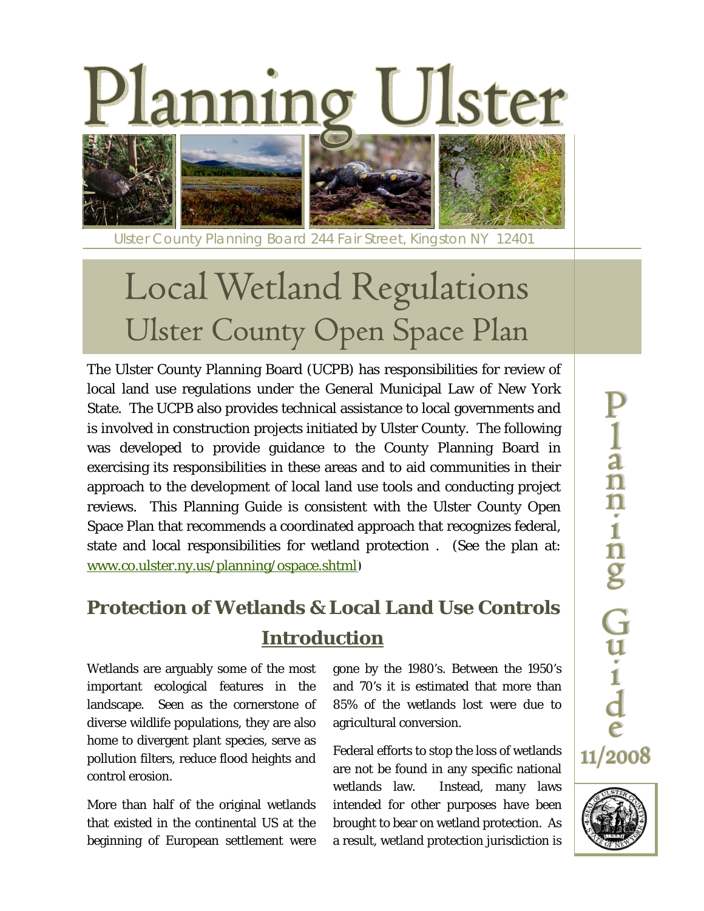# Planning Ulster

Ulster County Planning Board 244 Fair Street, Kingston NY 12401

# Local Wetland Regulations

## Ulster County Open Space Plan

Planning Guide 11/2008

The Ulster County Planning Board (UCPB) has responsibilities for review of local land use regulations under the General Municipal Law of New York State. The UCPB also provides technical assistance to local governments and is involved in construction projects initiated by Ulster County. The following was developed to provide guidance to the County Planning Board in exercising its responsibilities in these areas and to aid communities in their approach to the development of local land use tools and conducting project reviews. This Planning Guide is consistent with the Ulster County Open Space Plan that recommends a coordinated approach that recognizes federal, state and local responsibilities for wetland protection . (See the plan at: www.co.ulster.ny.us/planning/ospace.shtml)

## Protection of Wetlands & Local Land Use Controls

### Introduction

Wetlands are arguably some of the most important ecological features in the landscape. Seen as the cornerstone of diverse wildlife populations, they are also home to divergent plant species, serve as pollution filters, reduce flood heights and control erosion.

More than half of the original wetlands that existed in the continental US at the beginning of European settlement were gone by the 1980's. Between the 1950's and 70's it is estimated that more than 85% of the wetlands lost were due to agricultural conversion.

Federal efforts to stop the loss of wetlands are not be found in any specific national wetlands law. Instead, many laws intended for other purposes have been brought to bear on wetland protection. As a result, wetland protection jurisdiction is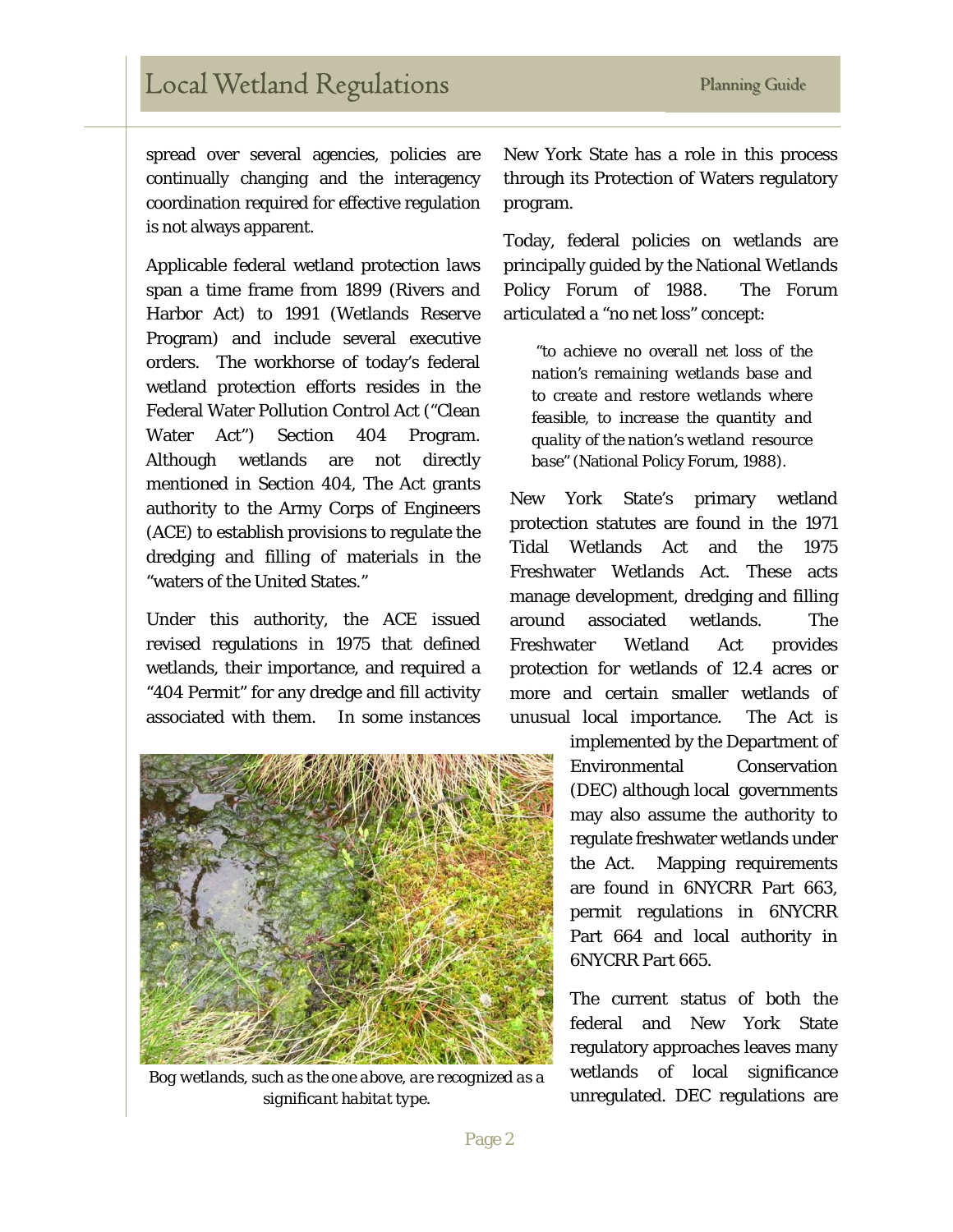spread over several agencies, policies are continually changing and the interagency coordination required for effective regulation is not always apparent.

Applicable federal wetland protection laws span a time frame from 1899 (Rivers and Harbor Act) to 1991 (Wetlands Reserve Program) and include several executive orders. The workhorse of today's federal wetland protection efforts resides in the Federal Water Pollution Control Act ("Clean Water Act") Section 404 Program. Although wetlands are not directly mentioned in Section 404, The Act grants authority to the Army Corps of Engineers (ACE) to establish provisions to regulate the dredging and filling of materials in the "waters of the United States."

Under this authority, the ACE issued revised regulations in 1975 that defined wetlands, their importance, and required a "404 Permit" for any dredge and fill activity associated with them. In some instances New York State has a role in this process through its Protection of Waters regulatory program.

Today, federal policies on wetlands are principally guided by the National Wetlands Policy Forum of 1988. The Forum articulated a "no net loss" concept:

> *"to achieve no overall net loss of the nation's remaining wetlands base and to create and restore wetlands where feasible, to increase the quantity and quality of the nation's wetland resource base"* (National Policy Forum, 1988).

New York State's primary wetland protection statutes are found in the 1971 Tidal Wetlands Act and the 1975 Freshwater Wetlands Act. These acts manage development, dredging and filling around associated wetlands. The Freshwater Wetland Act provides protection for wetlands of 12.4 acres or more and certain smaller wetlands of unusual local importance. The Act is implemented by the Department of Environmental Conservation (DEC) although local governments may also assume the authority to regulate freshwater wetlands under the Act. Mapping requirements are found in 6NYCRR Part 663, permit regulations in 6NYCRR Part 664 and local authority in 6NYCRR Part 665.

*Bog wetlands, such as the one above, are recognized as a significant habitat type.*

The current status of both the federal and New York State regulatory approaches leaves many wetlands of local significance unregulated. DEC regulations are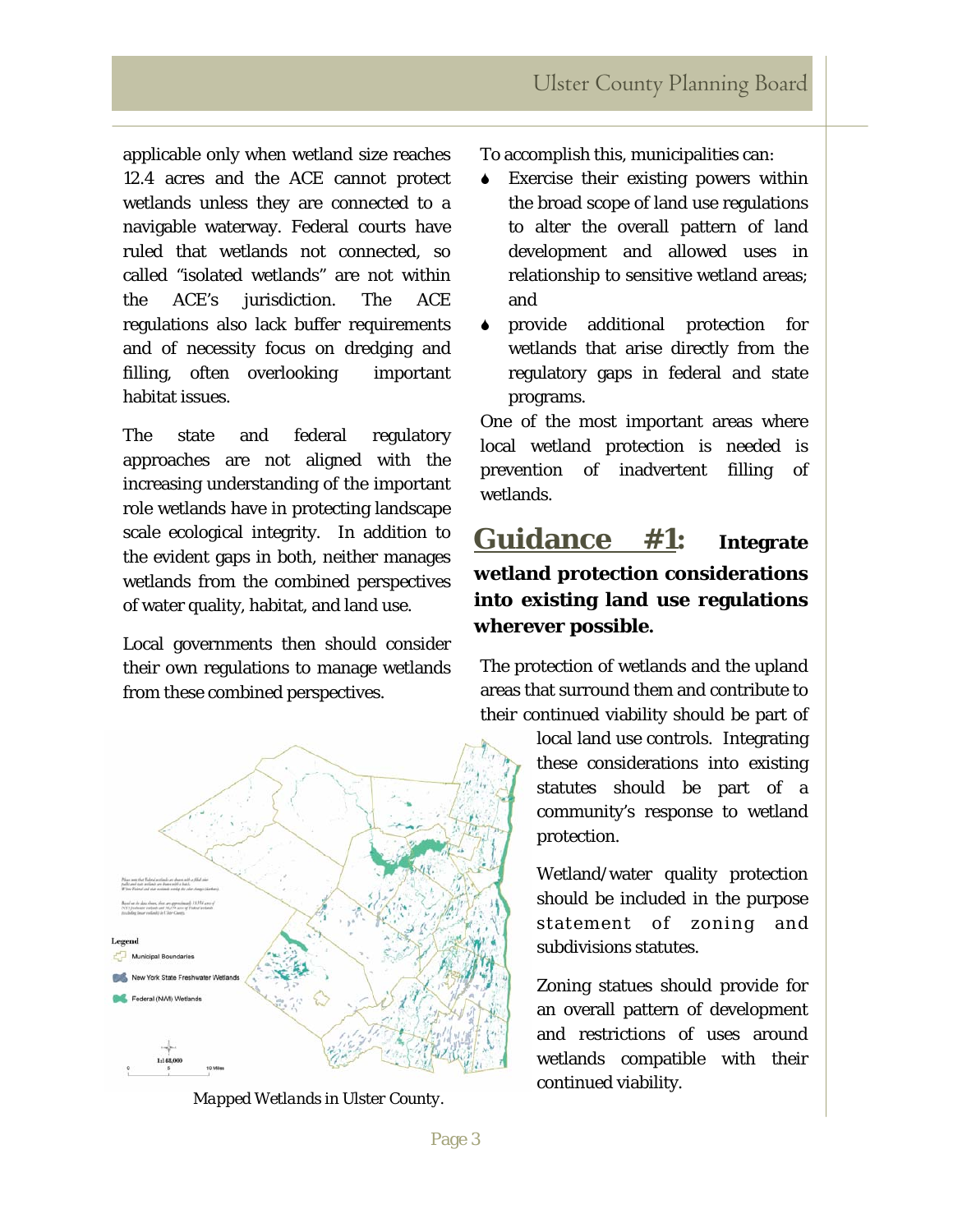applicable only when wetland size reaches 12.4 acres and the ACE cannot protect wetlands unless they are connected to a navigable waterway. Federal courts have ruled that wetlands not connected, so called "isolated wetlands" are not within the ACE's jurisdiction. The ACE regulations also lack buffer requirements and of necessity focus on dredging and filling, often overlooking important habitat issues.

The state and federal regulatory approaches are not aligned with the increasing understanding of the important role wetlands have in protecting landscape scale ecological integrity. In addition to the evident gaps in both, neither manages wetlands from the combined perspectives of water quality, habitat, and land use.

Local governments then should consider their own regulations to manage wetlands from these combined perspectives.

*Mapped Wetlands in Ulster County.*

To accomplish this, municipalities can:

- Exercise their existing powers within the broad scope of land use regulations to alter the overall pattern of land development and allowed uses in relationship to sensitive wetland areas; and
- provide additional protection for wetlands that arise directly from the regulatory gaps in federal and state programs.

One of the most important areas where local wetland protection is needed is prevention of inadvertent filling of wetlands.

## Guidance #1: Integrate wetland protection considerations into existing land use regulations wherever possible.

The protection of wetlands and the upland areas that surround them and contribute to their continued viability should be part of local land use controls. Integrating these considerations into existing statutes should be part of a community's response to wetland protection.

Wetland/water quality protection should be included in the purpose statement of zoning and subdivisions statutes.

Zoning statues should provide for an overall pattern of development and restrictions of uses around wetlands compatible with their continued viability.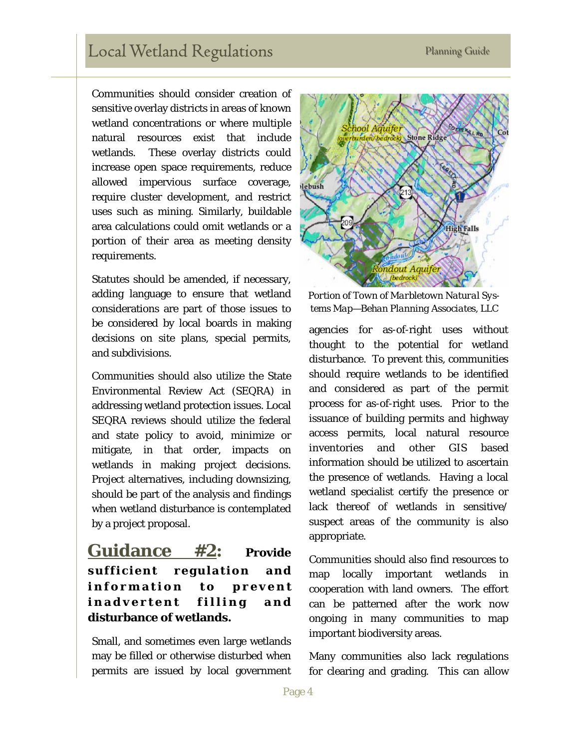Communities should consider creation of sensitive overlay districts in areas of known wetland concentrations or where multiple natural resources exist that include wetlands. These overlay districts could increase open space requirements, reduce allowed impervious surface coverage, require cluster development, and restrict uses such as mining. Similarly, buildable area calculations could omit wetlands or a portion of their area as meeting density requirements.

Statutes should be amended, if necessary, adding language to ensure that wetland considerations are part of those issues to be considered by local boards in making decisions on site plans, special permits, and subdivisions.

Communities should also utilize the State Environmental Review Act (SEQRA) in addressing wetland protection issues. Local SEQRA reviews should utilize the federal and state policy to avoid, minimize or mitigate, in that order, impacts on wetlands in making project decisions. Project alternatives, including downsizing, should be part of the analysis and findings when wetland disturbance is contemplated by a project proposal.

## Guidance #2: Provide sufficient regulation and information to prevent inadvertent filling and disturbance of wetlands.

Small, and sometimes even large wetlands may be filled or otherwise disturbed when permits are issued by local government agencies for as-of-right uses without thought to the potential for wetland disturbance. To prevent this, communities should require wetlands to be identified and considered as part of the permit process for as-of-right uses. Prior to the issuance of building permits and highway access permits, local natural resource inventories and other GIS based information should be utilized to ascertain the presence of wetlands. Having a local wetland specialist certify the presence or lack thereof of wetlands in sensitive/ suspect areas of the community is also appropriate.

*Portion of Town of Marbletown Natural Systems Map—Behan Planning Associates, LLC*

Communities should also find resources to map locally important wetlands in cooperation with land owners. The effort can be patterned after the work now ongoing in many communities to map important biodiversity areas.

Many communities also lack regulations for clearing and grading. This can allow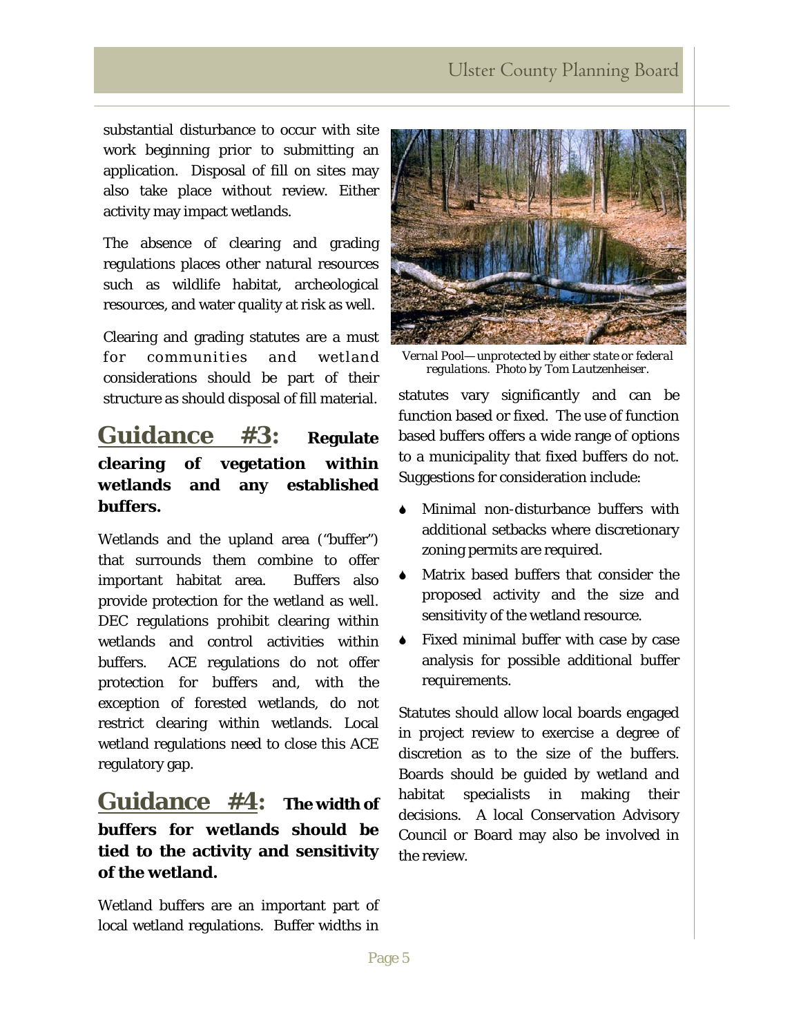substantial disturbance to occur with site work beginning prior to submitting an application. Disposal of fill on sites may also take place without review. Either activity may impact wetlands.

The absence of clearing and grading regulations places other natural resources such as wildlife habitat, archeological resources, and water quality at risk as well.

Clearing and grading statutes are a must for communities and wetland considerations should be part of their structure as should disposal of fill material.

## Guidance #3: Regulate clearing of vegetation within wetlands and any established buffers.

Wetlands and the upland area ("buffer") that surrounds them combine to offer important habitat area. Buffers also provide protection for the wetland as well. DEC regulations prohibit clearing within wetlands and control activities within buffers. ACE regulations do not offer protection for buffers and, with the exception of forested wetlands, do not restrict clearing within wetlands. Local wetland regulations need to close this ACE regulatory gap.

## Guidance #4: The width of buffers for wetlands should be tied to the activity and sensitivity of the wetland.

Wetland buffers are an important part of local wetland regulations. Buffer widths in statutes vary significantly and can be function based or fixed. The use of function based buffers offers a wide range of options to a municipality that fixed buffers do not. Suggestions for consideration include:

- Minimal non-disturbance buffers with additional setbacks where discretionary zoning permits are required.
- Matrix based buffers that consider the proposed activity and the size and sensitivity of the wetland resource.
- Fixed minimal buffer with case by case analysis for possible additional buffer requirements.

Statutes should allow local boards engaged in project review to exercise a degree of discretion as to the size of the buffers. Boards should be guided by wetland and habitat specialists in making their decisions. A local Conservation Advisory Council or Board may also be involved in the review.

*Vernal Pool—unprotected by either state or federal regulations. Photo by Tom Lautzenheiser.*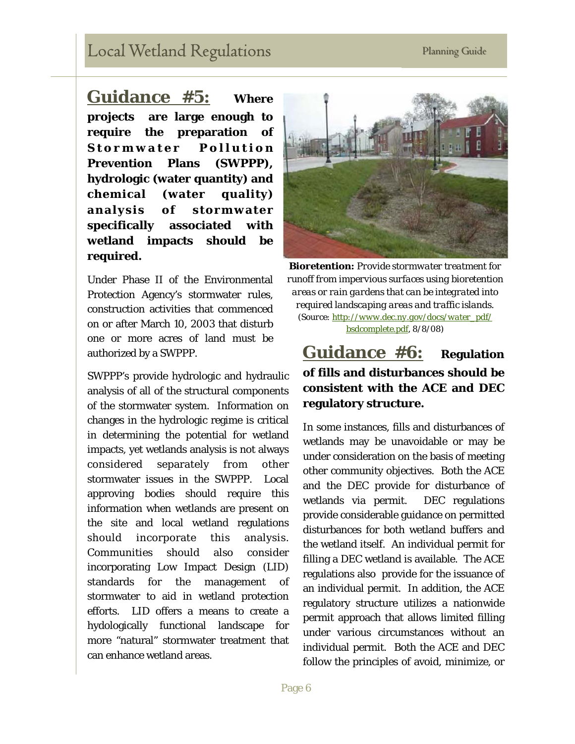## Guidance #5: Where projects are large enough to require the preparation of Stormwater Pollution Prevention Plans (SWPPP), hydrologic (water quantity) and chemical (water quality) analysis of stormwater specifically associated with wetland impacts should be required.

Under Phase II of the Environmental Protection Agency's stormwater rules, construction activities that commenced on or after March 10, 2003 that disturb one or more acres of land must be authorized by a SWPPP.

SWPPP's provide hydrologic and hydraulic analysis of all of the structural components of the stormwater system. Information on changes in the hydrologic regime is critical in determining the potential for wetland impacts, yet wetlands analysis is not always considered separately from other stormwater issues in the SWPPP. Local approving bodies should require this information when wetlands are present on the site and local wetland regulations should incorporate this analysis. Communities should also consider incorporating Low Impact Design (LID) standards for the management of stormwater to aid in wetland protection efforts. LID offers a means to create a hydologically functional landscape for more "natural" stormwater treatment that can enhance wetland areas.

**Bioretention:** *Provide stormwater treatment for runoff from impervious surfaces using bioretention areas or rain gardens that can be integrated into required landscaping areas and traffic islands.* (Source: http://www.dec.ny.gov/docs/water_pdf/bsdcomplete.pdf, 8/8/08)

## Guidance #6: Regulation of fills and disturbances should be consistent with the ACE and DEC regulatory structure.

In some instances, fills and disturbances of wetlands may be unavoidable or may be under consideration on the basis of meeting other community objectives. Both the ACE and the DEC provide for disturbance of wetlands via permit. DEC regulations provide considerable guidance on permitted disturbances for both wetland buffers and the wetland itself. An individual permit for filling a DEC wetland is available. The ACE regulations also provide for the issuance of an individual permit. In addition, the ACE regulatory structure utilizes a nationwide permit approach that allows limited filling under various circumstances without an individual permit. Both the ACE and DEC follow the principles of avoid, minimize, or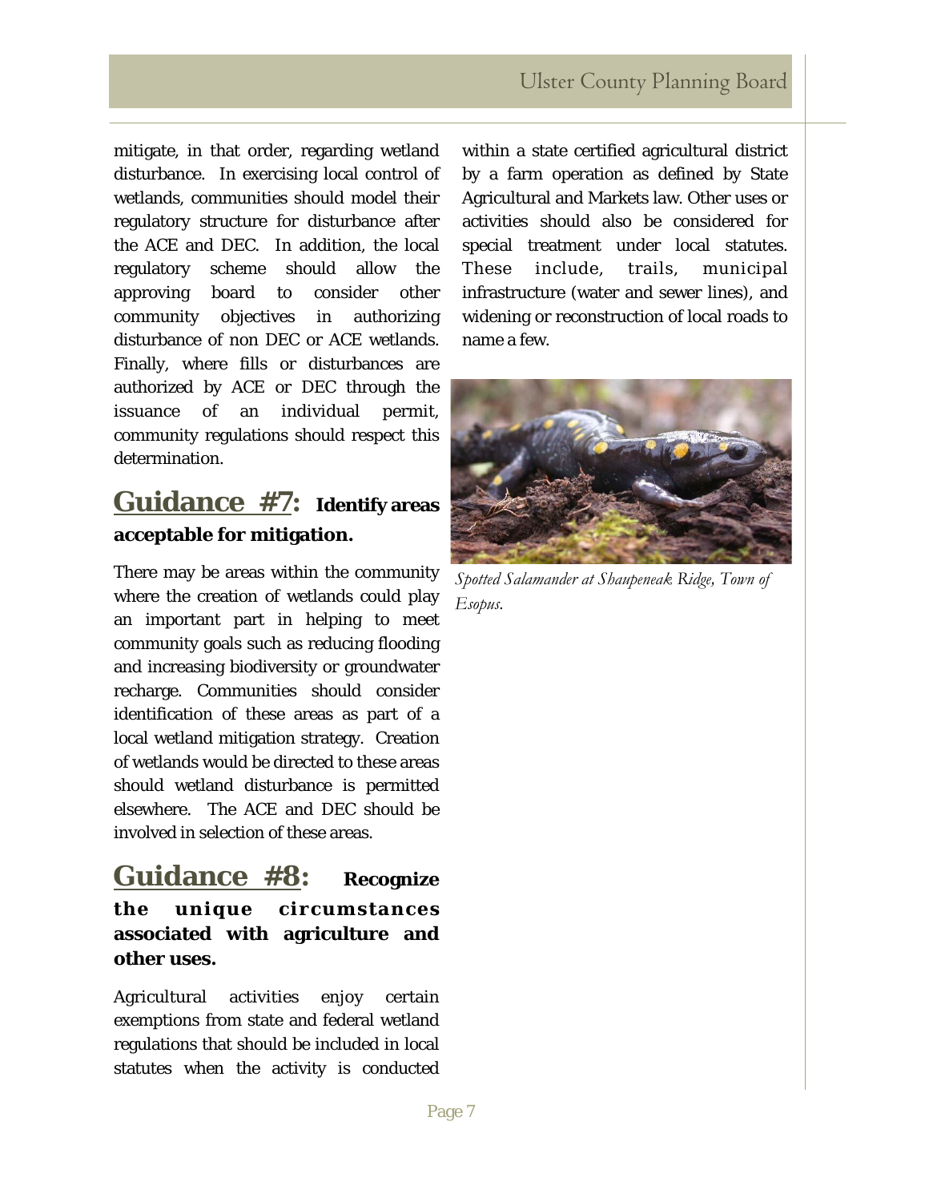mitigate, in that order, regarding wetland disturbance. In exercising local control of wetlands, communities should model their regulatory structure for disturbance after the ACE and DEC. In addition, the local regulatory scheme should allow the approving board to consider other community objectives in authorizing disturbance of non DEC or ACE wetlands. Finally, where fills or disturbances are authorized by ACE or DEC through the issuance of an individual permit, community regulations should respect this determination.

## Guidance #7: Identify areas acceptable for mitigation.

There may be areas within the community where the creation of wetlands could play an important part in helping to meet community goals such as reducing flooding and increasing biodiversity or groundwater recharge. Communities should consider identification of these areas as part of a local wetland mitigation strategy. Creation of wetlands would be directed to these areas should wetland disturbance is permitted elsewhere. The ACE and DEC should be involved in selection of these areas.

## Guidance #8: Recognize the unique circumstances associated with agriculture and other uses.

Agricultural activities enjoy certain exemptions from state and federal wetland regulations that should be included in local statutes when the activity is conducted within a state certified agricultural district by a farm operation as defined by State Agricultural and Markets law. Other uses or activities should also be considered for special treatment under local statutes. These include, trails, municipal infrastructure (water and sewer lines), and widening or reconstruction of local roads to name a few.

*Spotted Salamander at Shaupeneak Ridge, Town of Esopus.*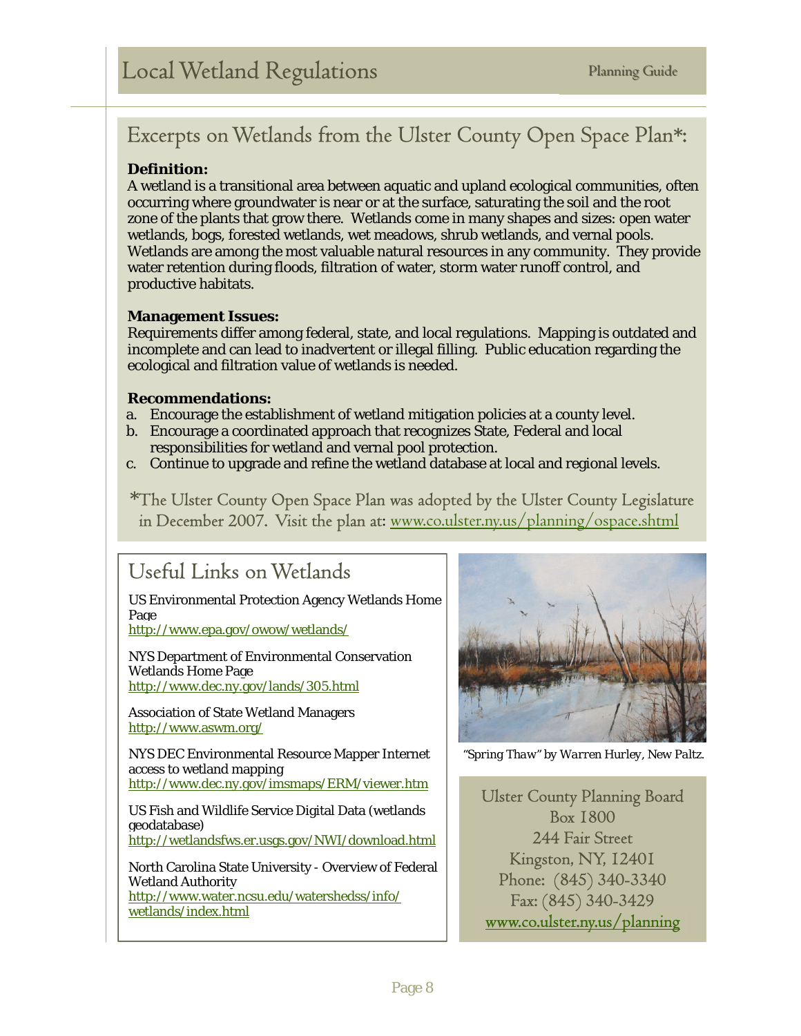# Local Wetland Regulations

## Excerpts on Wetlands from the Ulster County Open Space Plan*:

**Definition:**
A wetland is a transitional area between aquatic and upland ecological communities, often occurring where groundwater is near or at the surface, saturating the soil and the root zone of the plants that grow there. Wetlands come in many shapes and sizes: open water wetlands, bogs, forested wetlands, wet meadows, shrub wetlands, and vernal pools. Wetlands are among the most valuable natural resources in any community. They provide water retention during floods, filtration of water, storm water runoff control, and productive habitats.

**Management Issues:**
Requirements differ among federal, state, and local regulations. Mapping is outdated and incomplete and can lead to inadvertent or illegal filling. Public education regarding the ecological and filtration value of wetlands is needed.

**Recommendations:**

a. Encourage the establishment of wetland mitigation policies at a county level.
b. Encourage a coordinated approach that recognizes State, Federal and local responsibilities for wetland and vernal pool protection.
c. Continue to upgrade and refine the wetland database at local and regional levels.

*The Ulster County Open Space Plan was adopted by the Ulster County Legislature in December 2007. Visit the plan at: www.co.ulster.ny.us/planning/ospace.shtml

## Useful Links on Wetlands

US Environmental Protection Agency Wetlands Home Page
http://www.epa.gov/owow/wetlands/

NYS Department of Environmental Conservation Wetlands Home Page
http://www.dec.ny.gov/lands/305.html

Association of State Wetland Managers
http://www.aswm.org/

NYS DEC Environmental Resource Mapper Internet access to wetland mapping
http://www.dec.ny.gov/imsmaps/ERM/viewer.htm

US Fish and Wildlife Service Digital Data (wetlands geodatabase)
http://wetlandsfws.er.usgs.gov/NWI/download.html

North Carolina State University - Overview of Federal Wetland Authority
http://www.water.ncsu.edu/watershedss/info/wetlands/index.html

*"Spring Thaw" by Warren Hurley, New Paltz.*

Ulster County Planning Board
Box 1800
244 Fair Street
Kingston, NY, 12401
Phone: (845) 340-3340
Fax: (845) 340-3429
www.co.ulster.ny.us/planning